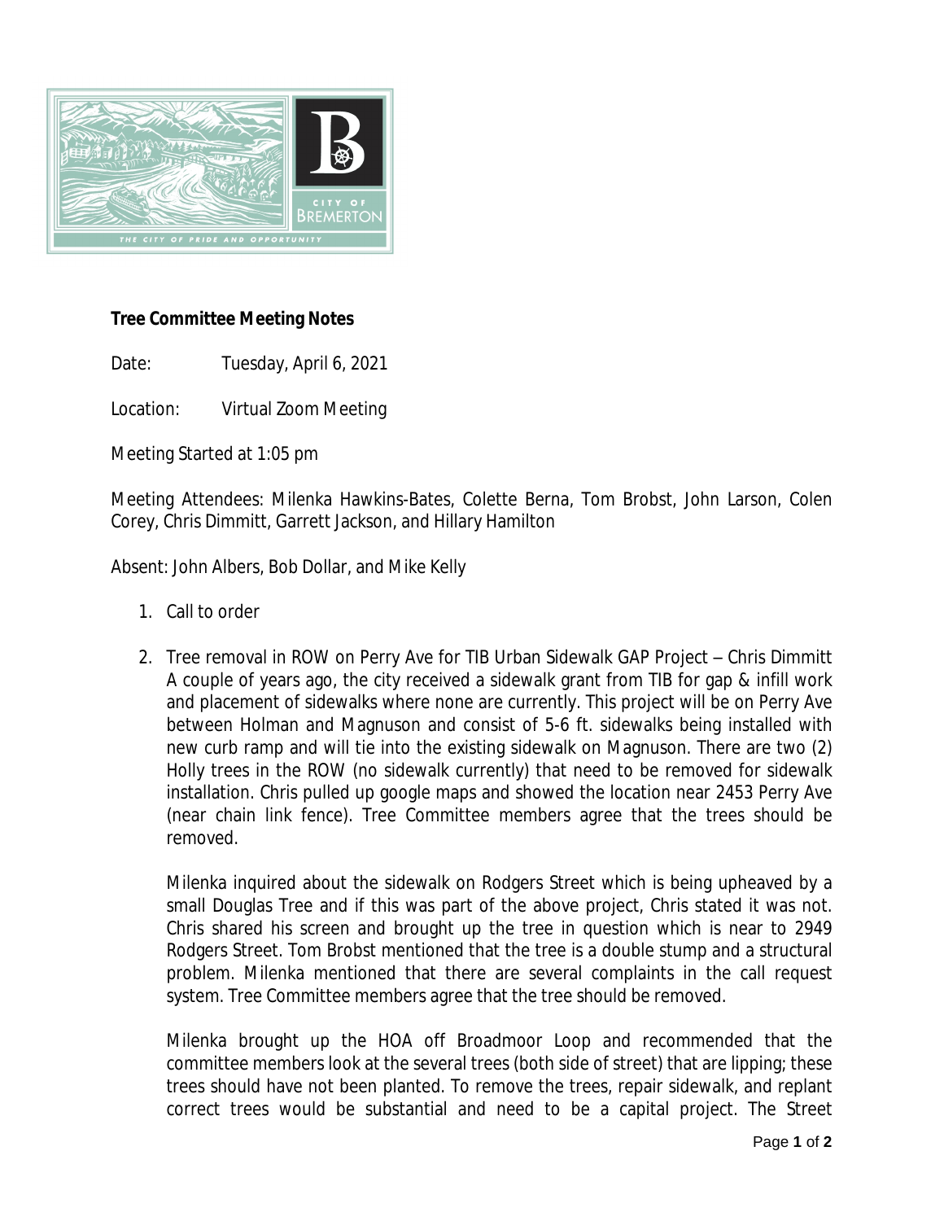**Tree Committee Meeting Notes**

Date: Tuesday, April 6, 2021

Location: Virtual Zoom Meeting

Meeting Started at 1:05 pm

Meeting Attendees: Milenka Hawkins-Bates, Colette Berna, Tom Brobst, John Larson, Colen Corey, Chris Dimmitt, Garrett Jackson, and Hillary Hamilton

Absent: John Albers, Bob Dollar, and Mike Kelly

1. Call to order

2. Tree removal in ROW on Perry Ave for TIB Urban Sidewalk GAP Project – Chris Dimmitt
   A couple of years ago, the city received a sidewalk grant from TIB for gap & infill work and placement of sidewalks where none are currently. This project will be on Perry Ave between Holman and Magnuson and consist of 5-6 ft. sidewalks being installed with new curb ramp and will tie into the existing sidewalk on Magnuson. There are two (2) Holly trees in the ROW (no sidewalk currently) that need to be removed for sidewalk installation. Chris pulled up google maps and showed the location near 2453 Perry Ave (near chain link fence). Tree Committee members agree that the trees should be removed.

   Milenka inquired about the sidewalk on Rodgers Street which is being upheaved by a small Douglas Tree and if this was part of the above project, Chris stated it was not. Chris shared his screen and brought up the tree in question which is near to 2949 Rodgers Street. Tom Brobst mentioned that the tree is a double stump and a structural problem. Milenka mentioned that there are several complaints in the call request system. Tree Committee members agree that the tree should be removed.

   Milenka brought up the HOA off Broadmoor Loop and recommended that the committee members look at the several trees (both side of street) that are lipping; these trees should have not been planted. To remove the trees, repair sidewalk, and replant correct trees would be substantial and need to be a capital project. The Street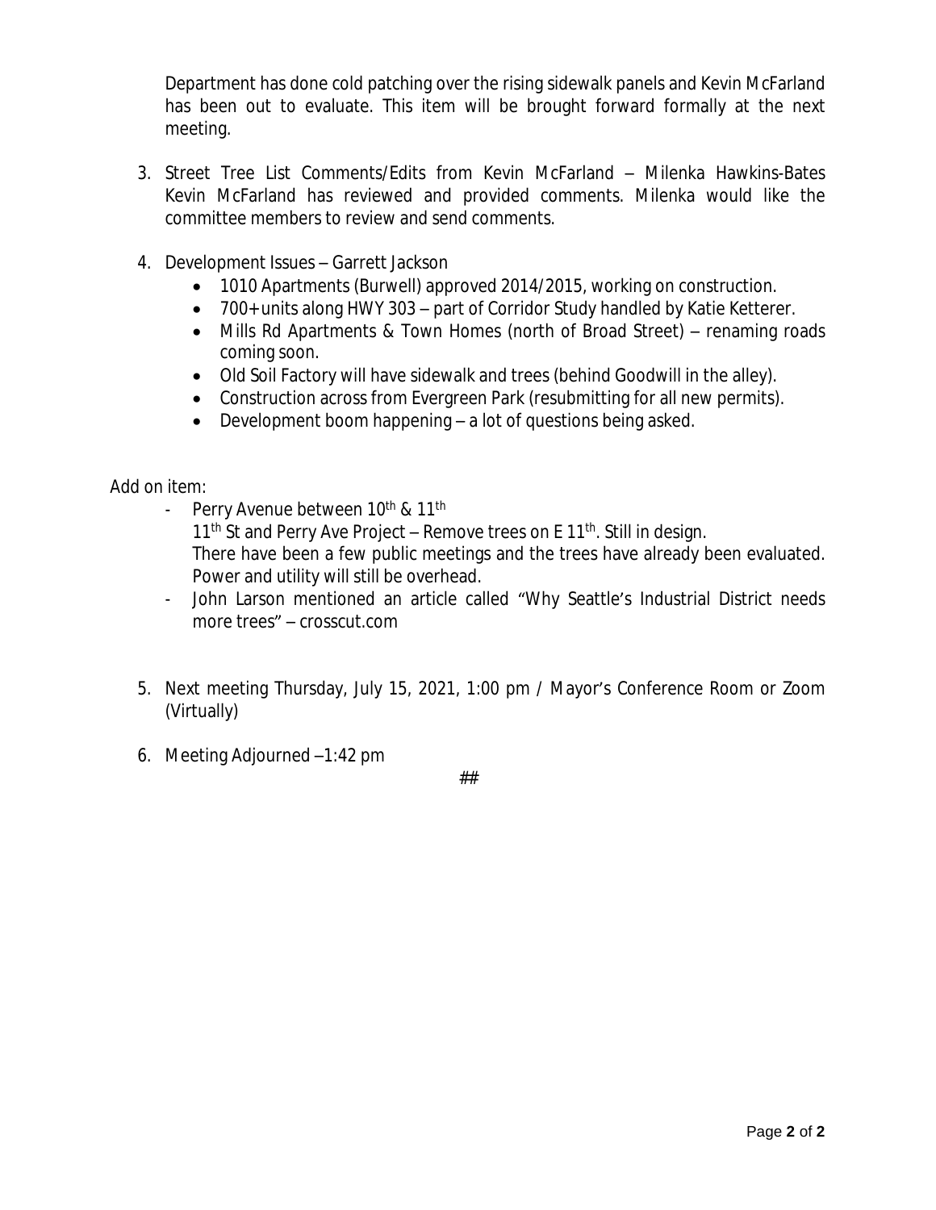Department has done cold patching over the rising sidewalk panels and Kevin McFarland has been out to evaluate. This item will be brought forward formally at the next meeting.

3. Street Tree List Comments/Edits from Kevin McFarland – Milenka Hawkins-Bates
   Kevin McFarland has reviewed and provided comments. Milenka would like the committee members to review and send comments.

4. Development Issues – Garrett Jackson
   - 1010 Apartments (Burwell) approved 2014/2015, working on construction.
   - 700+ units along HWY 303 – part of Corridor Study handled by Katie Ketterer.
   - Mills Rd Apartments & Town Homes (north of Broad Street) – renaming roads coming soon.
   - Old Soil Factory will have sidewalk and trees (behind Goodwill in the alley).
   - Construction across from Evergreen Park (resubmitting for all new permits).
   - Development boom happening – a lot of questions being asked.

Add on item:

- Perry Avenue between 10th & 11th
  11th St and Perry Ave Project – Remove trees on E 11th. Still in design.
  There have been a few public meetings and the trees have already been evaluated. Power and utility will still be overhead.
- John Larson mentioned an article called "Why Seattle's Industrial District needs more trees" – crosscut.com

5. Next meeting Thursday, July 15, 2021, 1:00 pm / Mayor's Conference Room or Zoom (Virtually)

6. Meeting Adjourned –1:42 pm

##